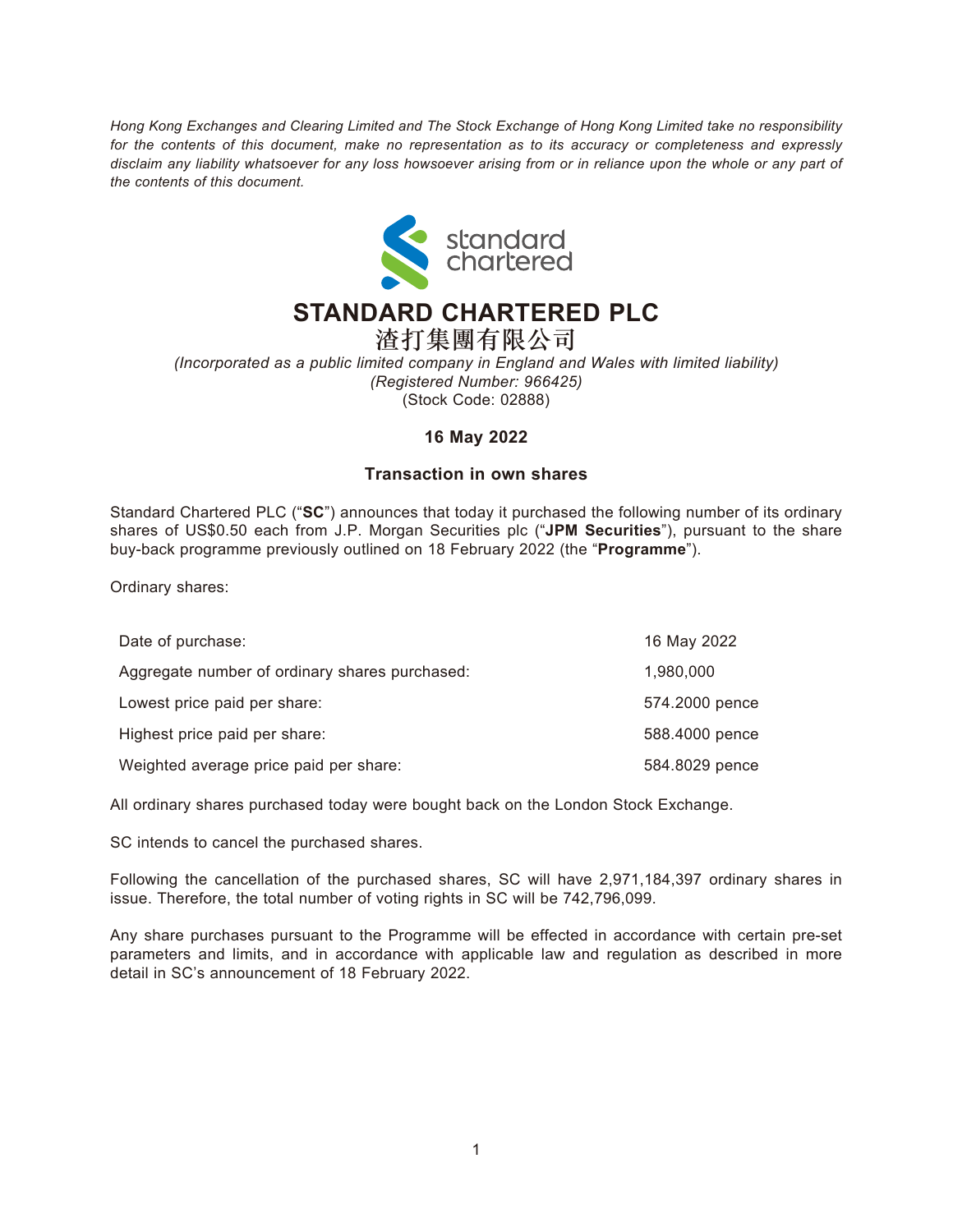*Hong Kong Exchanges and Clearing Limited and The Stock Exchange of Hong Kong Limited take no responsibility for the contents of this document, make no representation as to its accuracy or completeness and expressly disclaim any liability whatsoever for any loss howsoever arising from or in reliance upon the whole or any part of the contents of this document.*

# STANDARD CHARTERED PLC

# 渣打集團有限公司

*(Incorporated as a public limited company in England and Wales with limited liability)*
*(Registered Number: 966425)*
(Stock Code: 02888)

**16 May 2022**

## Transaction in own shares

Standard Chartered PLC ("**SC**") announces that today it purchased the following number of its ordinary shares of US$0.50 each from J.P. Morgan Securities plc ("**JPM Securities**"), pursuant to the share buy-back programme previously outlined on 18 February 2022 (the "**Programme**").

Ordinary shares:

| | |
|---|---|
| Date of purchase: | 16 May 2022 |
| Aggregate number of ordinary shares purchased: | 1,980,000 |
| Lowest price paid per share: | 574.2000 pence |
| Highest price paid per share: | 588.4000 pence |
| Weighted average price paid per share: | 584.8029 pence |

All ordinary shares purchased today were bought back on the London Stock Exchange.

SC intends to cancel the purchased shares.

Following the cancellation of the purchased shares, SC will have 2,971,184,397 ordinary shares in issue. Therefore, the total number of voting rights in SC will be 742,796,099.

Any share purchases pursuant to the Programme will be effected in accordance with certain pre-set parameters and limits, and in accordance with applicable law and regulation as described in more detail in SC's announcement of 18 February 2022.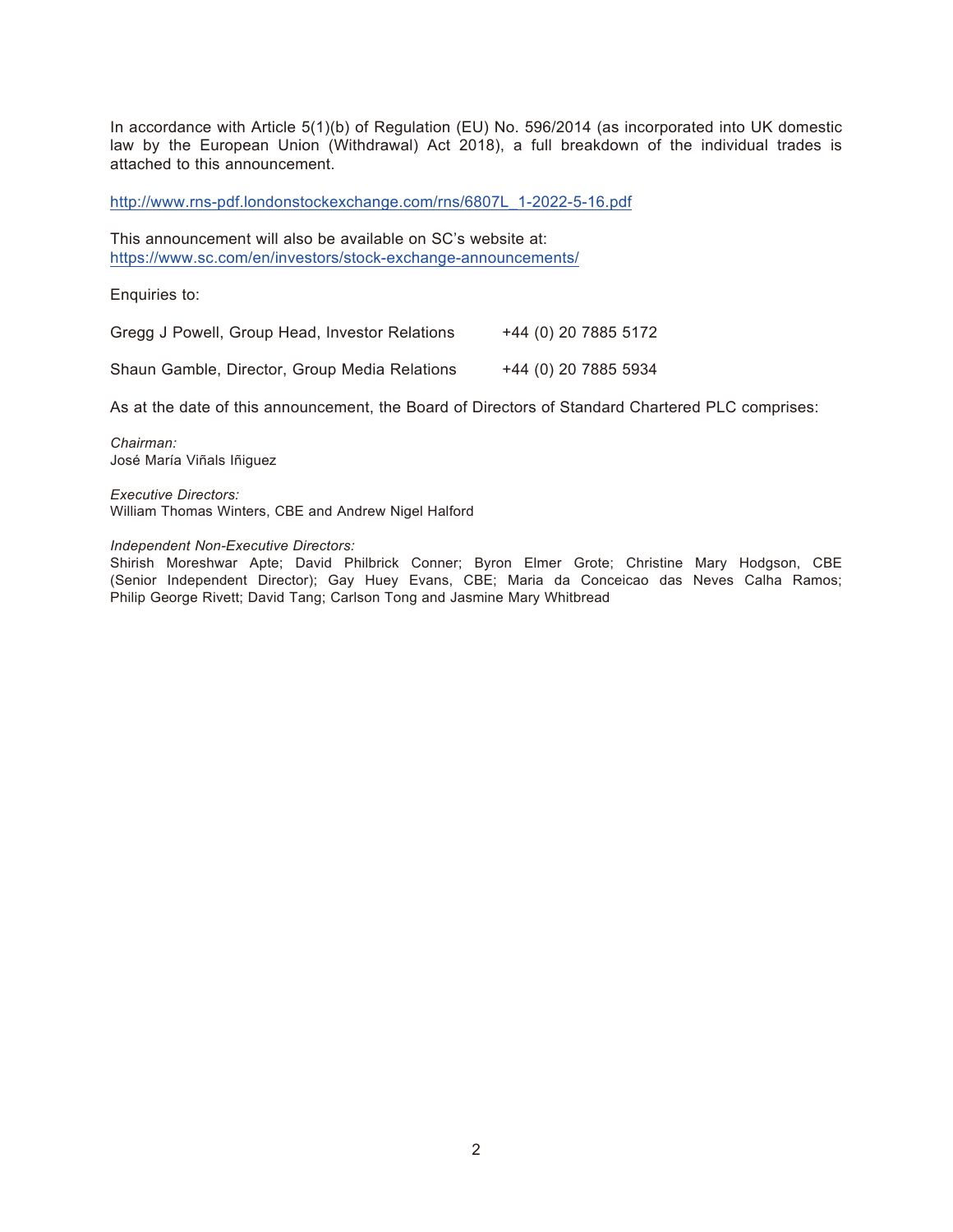In accordance with Article 5(1)(b) of Regulation (EU) No. 596/2014 (as incorporated into UK domestic law by the European Union (Withdrawal) Act 2018), a full breakdown of the individual trades is attached to this announcement.

http://www.rns-pdf.londonstockexchange.com/rns/6807L_1-2022-5-16.pdf

This announcement will also be available on SC's website at:
https://www.sc.com/en/investors/stock-exchange-announcements/

Enquiries to:

| | |
|---|---|
| Gregg J Powell, Group Head, Investor Relations | +44 (0) 20 7885 5172 |
| Shaun Gamble, Director, Group Media Relations | +44 (0) 20 7885 5934 |

As at the date of this announcement, the Board of Directors of Standard Chartered PLC comprises:

*Chairman:*
José María Viñals Iñiguez

*Executive Directors:*
William Thomas Winters, CBE and Andrew Nigel Halford

*Independent Non-Executive Directors:*
Shirish Moreshwar Apte; David Philbrick Conner; Byron Elmer Grote; Christine Mary Hodgson, CBE (Senior Independent Director); Gay Huey Evans, CBE; Maria da Conceicao das Neves Calha Ramos; Philip George Rivett; David Tang; Carlson Tong and Jasmine Mary Whitbread